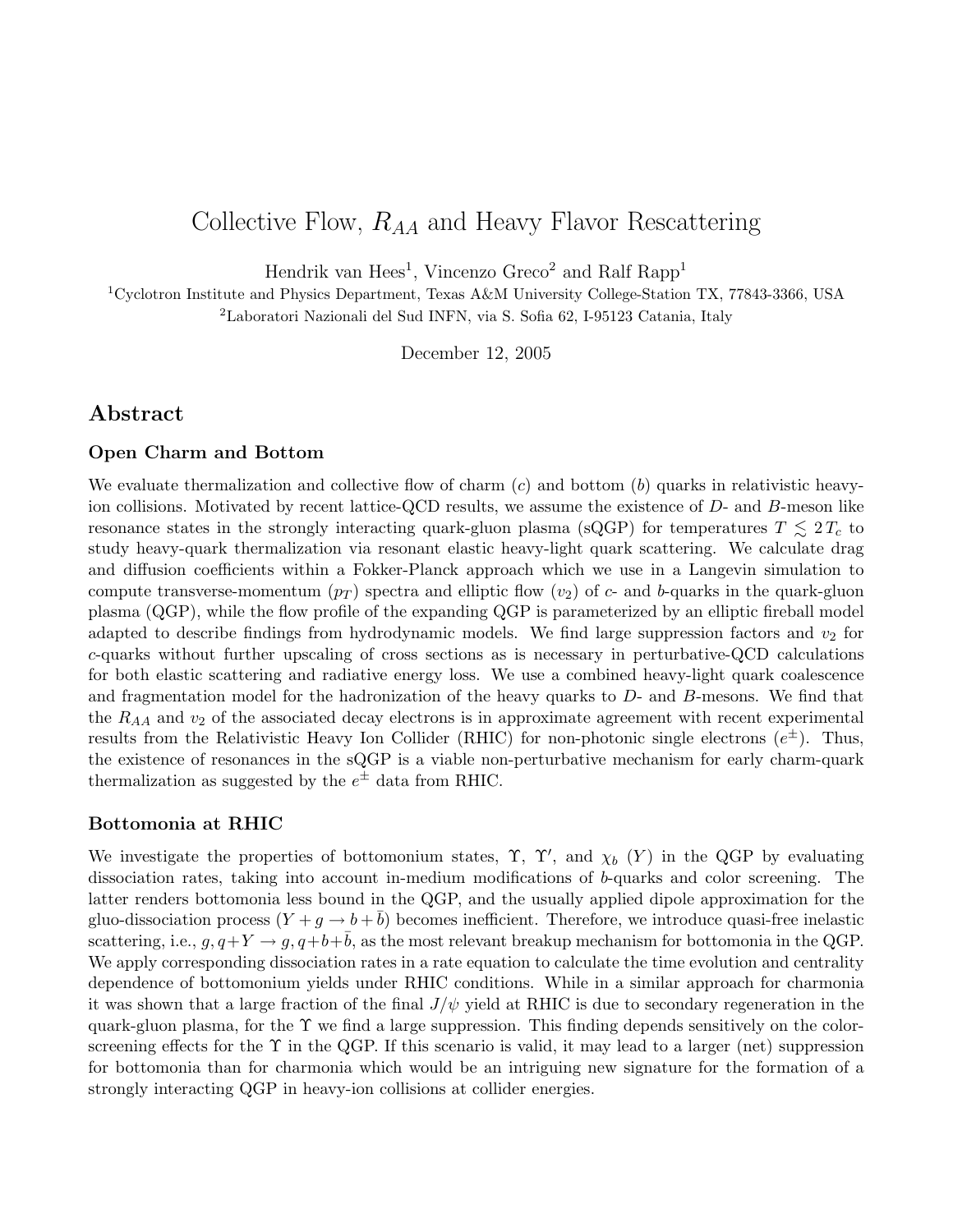# Collective Flow, $R_{AA}$ and Heavy Flavor Rescattering

Hendrik van Hees[1], Vincenzo Greco[2] and Ralf Rapp[1]

[1]Cyclotron Institute and Physics Department, Texas A&M University College-Station TX, 77843-3366, USA

[2]Laboratori Nazionali del Sud INFN, via S. Sofia 62, I-95123 Catania, Italy

December 12, 2005

## Abstract

### Open Charm and Bottom

We evaluate thermalization and collective flow of charm ($c$) and bottom ($b$) quarks in relativistic heavy-ion collisions. Motivated by recent lattice-QCD results, we assume the existence of $D$- and $B$-meson like resonance states in the strongly interacting quark-gluon plasma (sQGP) for temperatures $T \lesssim 2\,T_c$ to study heavy-quark thermalization via resonant elastic heavy-light quark scattering. We calculate drag and diffusion coefficients within a Fokker-Planck approach which we use in a Langevin simulation to compute transverse-momentum ($p_T$) spectra and elliptic flow ($v_2$) of $c$- and $b$-quarks in the quark-gluon plasma (QGP), while the flow profile of the expanding QGP is parameterized by an elliptic fireball model adapted to describe findings from hydrodynamic models. We find large suppression factors and $v_2$ for $c$-quarks without further upscaling of cross sections as is necessary in perturbative-QCD calculations for both elastic scattering and radiative energy loss. We use a combined heavy-light quark coalescence and fragmentation model for the hadronization of the heavy quarks to $D$- and $B$-mesons. We find that the $R_{AA}$ and $v_2$ of the associated decay electrons is in approximate agreement with recent experimental results from the Relativistic Heavy Ion Collider (RHIC) for non-photonic single electrons ($e^{\pm}$). Thus, the existence of resonances in the sQGP is a viable non-perturbative mechanism for early charm-quark thermalization as suggested by the $e^{\pm}$ data from RHIC.

### Bottomonia at RHIC

We investigate the properties of bottomonium states, $\Upsilon$, $\Upsilon'$, and $\chi_b$ ($Y$) in the QGP by evaluating dissociation rates, taking into account in-medium modifications of $b$-quarks and color screening. The latter renders bottomonia less bound in the QGP, and the usually applied dipole approximation for the gluo-dissociation process ($Y + g \to b + \bar{b}$) becomes inefficient. Therefore, we introduce quasi-free inelastic scattering, i.e., $g, q+Y \to g, q+b+\bar{b}$, as the most relevant breakup mechanism for bottomonia in the QGP. We apply corresponding dissociation rates in a rate equation to calculate the time evolution and centrality dependence of bottomonium yields under RHIC conditions. While in a similar approach for charmonia it was shown that a large fraction of the final $J/\psi$ yield at RHIC is due to secondary regeneration in the quark-gluon plasma, for the $\Upsilon$ we find a large suppression. This finding depends sensitively on the color-screening effects for the $\Upsilon$ in the QGP. If this scenario is valid, it may lead to a larger (net) suppression for bottomonia than for charmonia which would be an intriguing new signature for the formation of a strongly interacting QGP in heavy-ion collisions at collider energies.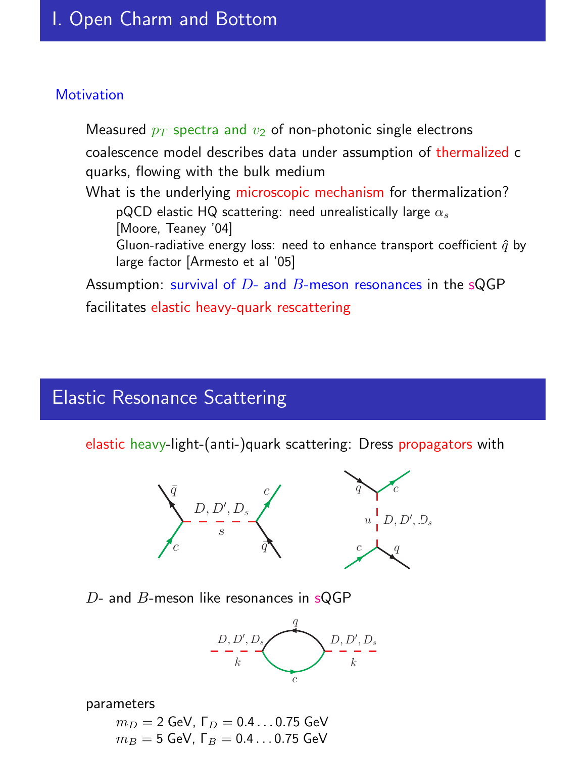# I. Open Charm and Bottom

### Motivation

- Measured $p_T$ spectra and $v_2$ of non-photonic single electrons
- coalescence model describes data under assumption of thermalized c quarks, flowing with the bulk medium
- What is the underlying microscopic mechanism for thermalization?
  - pQCD elastic HQ scattering: need unrealistically large $\alpha_s$ [Moore, Teaney '04]
  - Gluon-radiative energy loss: need to enhance transport coefficient $\hat{q}$ by large factor [Armesto et al '05]
- Assumption: survival of $D$- and $B$-meson resonances in the sQGP facilitates elastic heavy-quark rescattering

# Elastic Resonance Scattering

- elastic heavy-light-(anti-)quark scattering: Dress propagators with

- $D$- and $B$-meson like resonances in sQGP

- parameters
  - $m_D = 2$ GeV, $\Gamma_D = 0.4 \ldots 0.75$ GeV
  - $m_B = 5$ GeV, $\Gamma_B = 0.4 \ldots 0.75$ GeV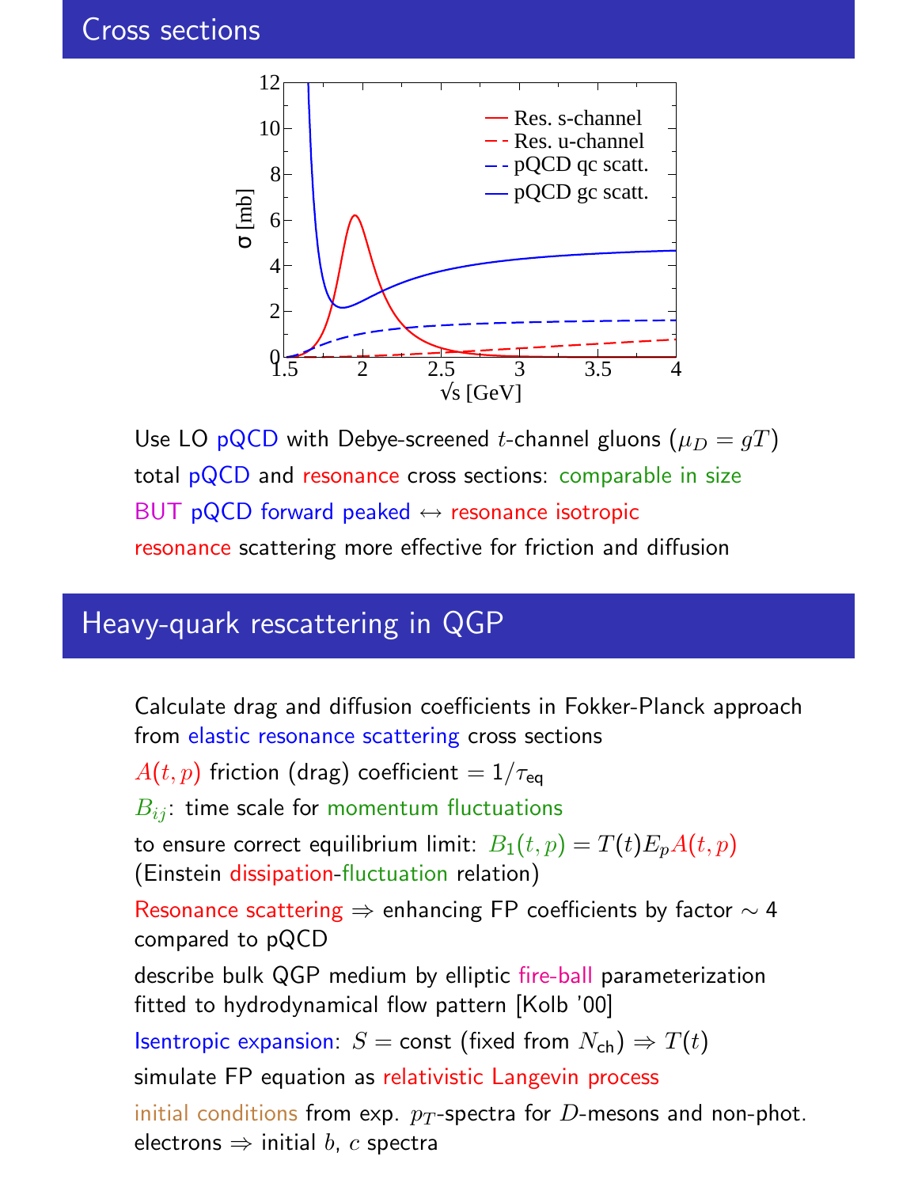## Cross sections

Use LO pQCD with Debye-screened $t$-channel gluons ($\mu_D = gT$)

total pQCD and resonance cross sections: comparable in size

BUT pQCD forward peaked $\leftrightarrow$ resonance isotropic

resonance scattering more effective for friction and diffusion

## Heavy-quark rescattering in QGP

Calculate drag and diffusion coefficients in Fokker-Planck approach from elastic resonance scattering cross sections

$A(t, p)$ friction (drag) coefficient $= 1/\tau_{\text{eq}}$

$B_{ij}$: time scale for momentum fluctuations

to ensure correct equilibrium limit: $B_1(t, p) = T(t) E_p A(t, p)$ (Einstein dissipation-fluctuation relation)

Resonance scattering $\Rightarrow$ enhancing FP coefficients by factor $\sim 4$ compared to pQCD

describe bulk QGP medium by elliptic fire-ball parameterization fitted to hydrodynamical flow pattern [Kolb '00]

Isentropic expansion: $S =$ const (fixed from $N_{\text{ch}}$) $\Rightarrow T(t)$

simulate FP equation as relativistic Langevin process

initial conditions from exp. $p_T$-spectra for $D$-mesons and non-phot. electrons $\Rightarrow$ initial $b$, $c$ spectra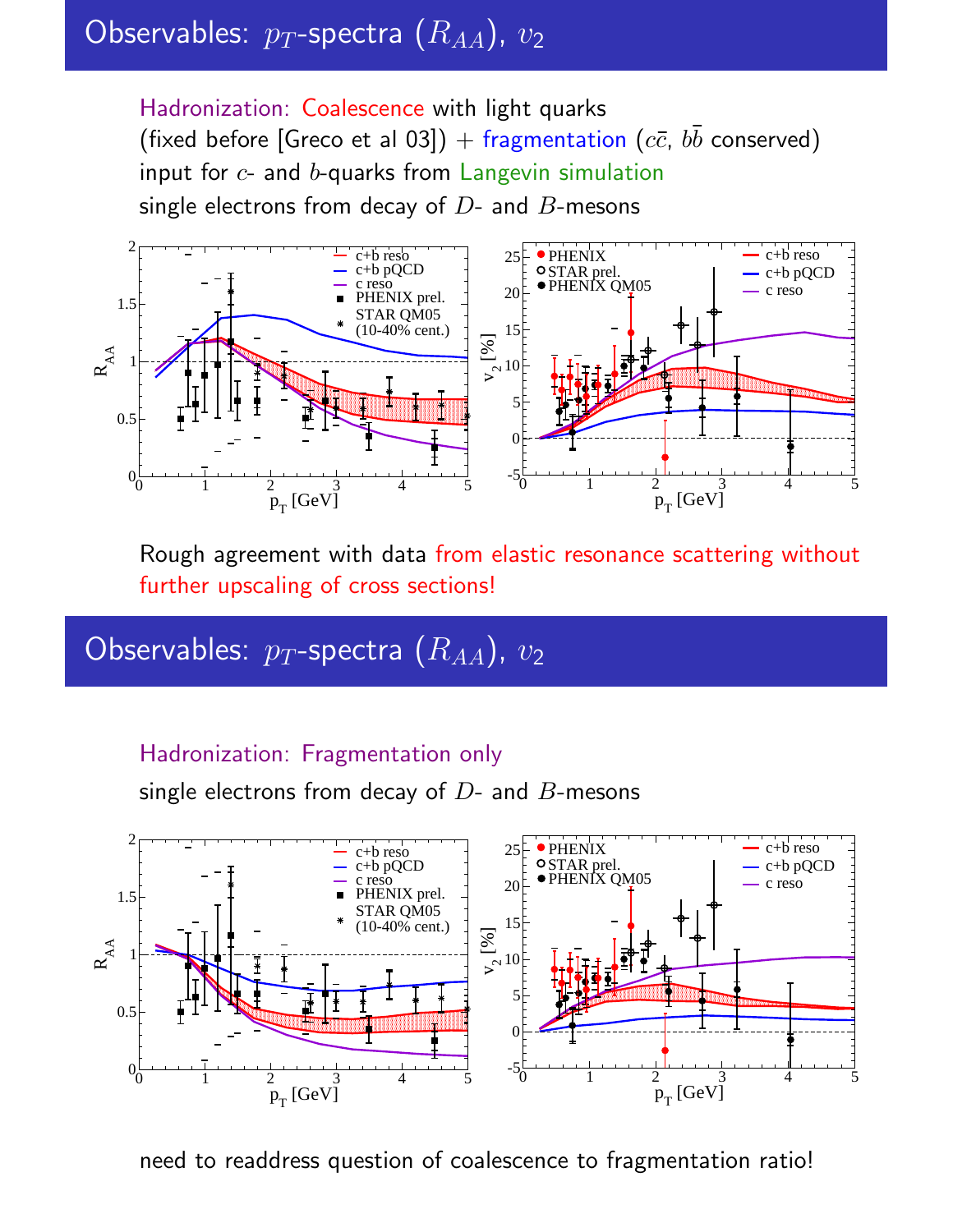## Observables: $p_T$-spectra ($R_{AA}$), $v_2$

Hadronization: Coalescence with light quarks (fixed before [Greco et al 03]) + fragmentation ($c\bar{c}$, $b\bar{b}$ conserved)

input for $c$- and $b$-quarks from Langevin simulation

single electrons from decay of $D$- and $B$-mesons

Rough agreement with data from elastic resonance scattering without further upscaling of cross sections!

## Observables: $p_T$-spectra ($R_{AA}$), $v_2$

Hadronization: Fragmentation only

single electrons from decay of $D$- and $B$-mesons

need to readdress question of coalescence to fragmentation ratio!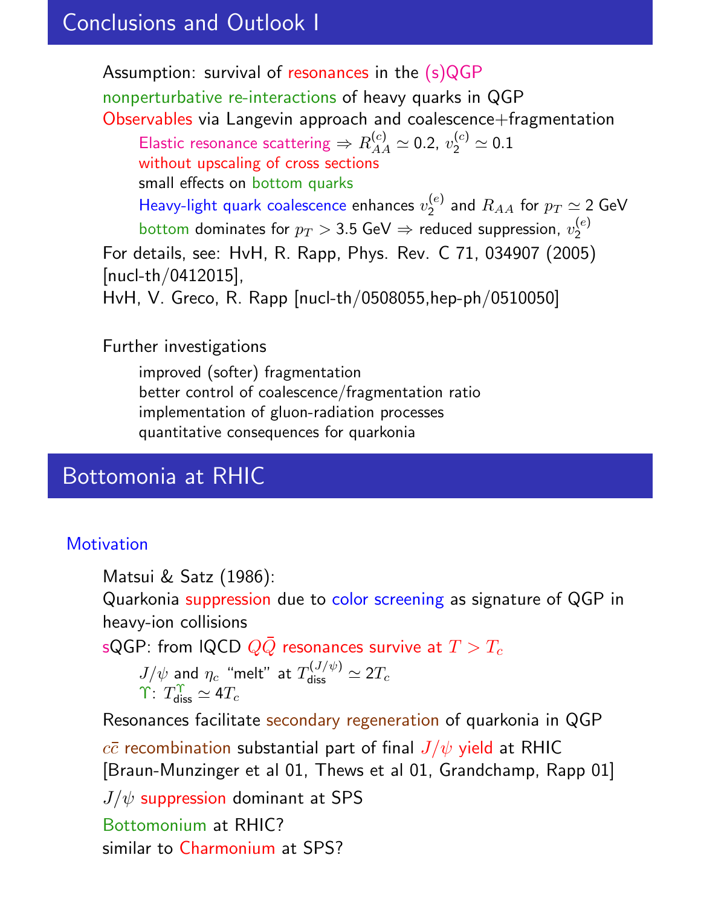## Conclusions and Outlook I

- Assumption: survival of resonances in the (s)QGP
- nonperturbative re-interactions of heavy quarks in QGP
- Observables via Langevin approach and coalescence+fragmentation
  - Elastic resonance scattering $\Rightarrow R_{AA}^{(c)} \simeq 0.2$, $v_2^{(c)} \simeq 0.1$
  - without upscaling of cross sections
  - small effects on bottom quarks
  - Heavy-light quark coalescence enhances $v_2^{(e)}$ and $R_{AA}$ for $p_T \simeq 2$ GeV
  - bottom dominates for $p_T > 3.5$ GeV $\Rightarrow$ reduced suppression, $v_2^{(e)}$
- For details, see: HvH, R. Rapp, Phys. Rev. C 71, 034907 (2005) [nucl-th/0412015], HvH, V. Greco, R. Rapp [nucl-th/0508055,hep-ph/0510050]

Further investigations

- improved (softer) fragmentation
- better control of coalescence/fragmentation ratio
- implementation of gluon-radiation processes
- quantitative consequences for quarkonia

## Bottomonia at RHIC

### Motivation

- Matsui & Satz (1986): Quarkonia suppression due to color screening as signature of QGP in heavy-ion collisions
- sQGP: from lQCD $Q\bar{Q}$ resonances survive at $T > T_c$
  - $J/\psi$ and $\eta_c$ "melt" at $T_{\text{diss}}^{(J/\psi)} \simeq 2T_c$
  - $\Upsilon$: $T_{\text{diss}}^{\Upsilon} \simeq 4T_c$
- Resonances facilitate secondary regeneration of quarkonia in QGP
- $c\bar{c}$ recombination substantial part of final $J/\psi$ yield at RHIC [Braun-Munzinger et al 01, Thews et al 01, Grandchamp, Rapp 01]
- $J/\psi$ suppression dominant at SPS
- Bottomonium at RHIC? similar to Charmonium at SPS?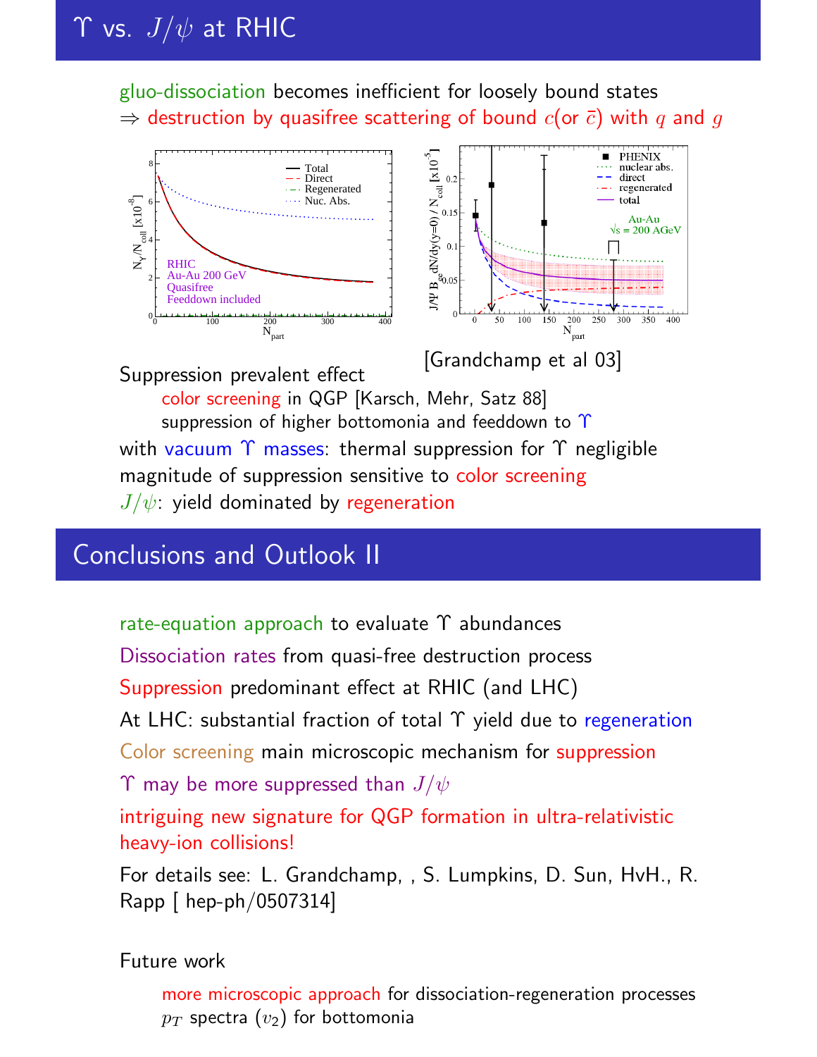## $\Upsilon$ vs. $J/\psi$ at RHIC

gluo-dissociation becomes inefficient for loosely bound states
$\Rightarrow$ destruction by quasifree scattering of bound $c$(or $\bar{c}$) with $q$ and $g$

Total
Direct
Regenerated
Nuc. Abs.
RHIC
Au-Au 200 GeV
Quasifree
Feeddown included
$N_\Upsilon/N_{coll}$ [x10$^{-8}$]
0
2
4
6
8
0
100
200
300
400
$N_{part}$

PHENIX
nuclear abs.
direct
regenerated
total
Au-Au
$\sqrt{s}$ = 200 AGeV
$J/\Psi$ $B_{ee}$ $dN/dy(y=0)$ / $N_{coll}$ [x10$^{-5}$]
0
0.05
0.1
0.15
0.2
0
50
100
150
200
250
300
350
400
$N_{part}$

[Grandchamp et al 03]

Suppression prevalent effect

- color screening in QGP [Karsch, Mehr, Satz 88]
- suppression of higher bottomonia and feeddown to $\Upsilon$

with vacuum $\Upsilon$ masses: thermal suppression for $\Upsilon$ negligible

magnitude of suppression sensitive to color screening

$J/\psi$: yield dominated by regeneration

## Conclusions and Outlook II

rate-equation approach to evaluate $\Upsilon$ abundances

Dissociation rates from quasi-free destruction process

Suppression predominant effect at RHIC (and LHC)

At LHC: substantial fraction of total $\Upsilon$ yield due to regeneration

Color screening main microscopic mechanism for suppression

$\Upsilon$ may be more suppressed than $J/\psi$

intriguing new signature for QGP formation in ultra-relativistic heavy-ion collisions!

For details see: L. Grandchamp, , S. Lumpkins, D. Sun, HvH., R. Rapp [ hep-ph/0507314]

Future work

- more microscopic approach for dissociation-regeneration processes
- $p_T$ spectra ($v_2$) for bottomonia